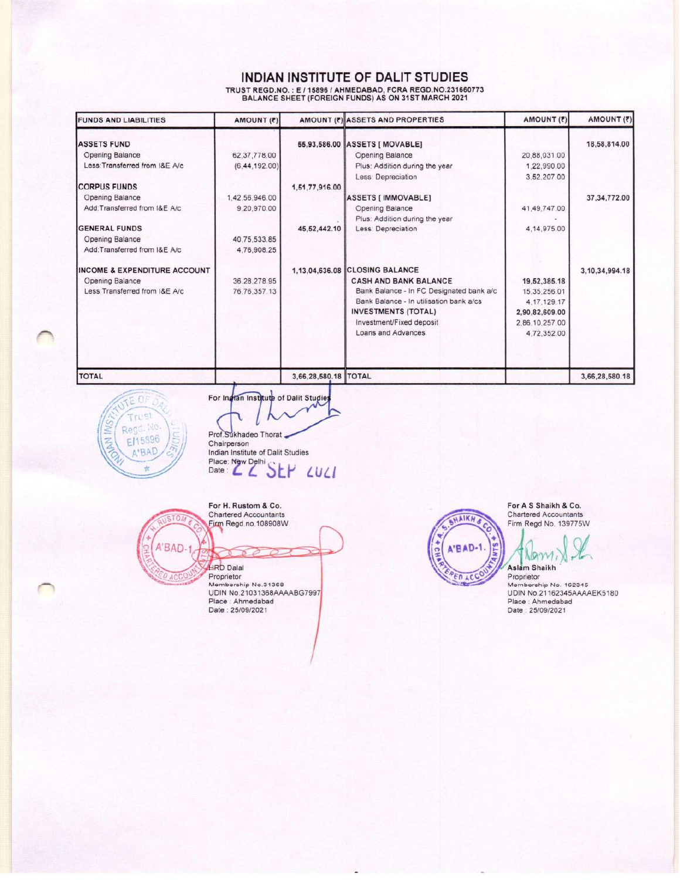# INDIAN INSTITUTE OF DALIT STUDIES

**TRUST REGD.NO. : E / 15896 / AHMEDABAD, FCRA REGD.NO.231660773**
**BALANCE SHEET (FOREIGN FUNDS) AS ON 31ST MARCH 2021**

| FUNDS AND LIABILITIES | AMOUNT (₹) | AMOUNT (₹) | ASSETS AND PROPERTIES | AMOUNT (₹) | AMOUNT (₹) |
|---|---|---|---|---|---|
| **ASSETS FUND** | | 55,93,586.00 | **ASSETS [ MOVABLE]** | | 18,58,814.00 |
| Opening Balance | 62,37,778.00 | | Opening Balance | 20,88,031.00 | |
| Less:Transferred from I&E A/c | (6,44,192.00) | | Plus: Addition during the year | 1,22,990.00 | |
| | | | Less: Depreciation | 3,52,207.00 | |
| **CORPUS FUNDS** | | 1,51,77,916.00 | | | |
| Opening Balance | 1,42,56,946.00 | | **ASSETS [ IMMOVABLE]** | | 37,34,772.00 |
| Add:Transferred from I&E A/c | 9,20,970.00 | | Opening Balance | 41,49,747.00 | |
| | | | Plus: Addition during the year | - | |
| **GENERAL FUNDS** | | 45,52,442.10 | Less: Depreciation | 4,14,975.00 | |
| Opening Balance | 40,75,533.85 | | | | |
| Add:Transferred from I&E A/c | 4,76,908.25 | | | | |
| **INCOME & EXPENDITURE ACCOUNT** | | 1,13,04,636.08 | **CLOSING BALANCE** | | 3,10,34,994.18 |
| Opening Balance | 36,28,278.95 | | **CASH AND BANK BALANCE** | 19,52,385.18 | |
| Less:Transferred from I&E A/c | 76,76,357.13 | | Bank Balance - In FC Designated bank a/c | 15,35,256.01 | |
| | | | Bank Balance - In utilisation bank a/cs | 4,17,129.17 | |
| | | | **INVESTMENTS (TOTAL)** | 2,90,82,609.00 | |
| | | | Investment/Fixed deposit | 2,86,10,257.00 | |
| | | | Loans and Advances | 4,72,352.00 | |
| **TOTAL** | | 3,66,28,580.18 | **TOTAL** | | 3,66,28,580.18 |

For Indian Institute of Dalit Studies

Prof.Sukhadeo Thorat
Chairperson
Indian Institute of Dalit Studies
Place: New Delhi
Date: 22 SEP 2021

For H. Rustom & Co.
Chartered Accountants
Firm Regd.no.108908W

HRD Dalal
Proprietor
Membership No.31368
UDIN No.21031368AAAABG7997
Place : Ahmedabad
Date : 25/09/2021

For A S Shaikh & Co.
Chartered Accountants
Firm Regd No. 139775W

Aslam Shaikh
Proprietor
Membership No. 162345
UDIN No.21162345AAAAEK5180
Place : Ahmedabad
Date : 25/09/2021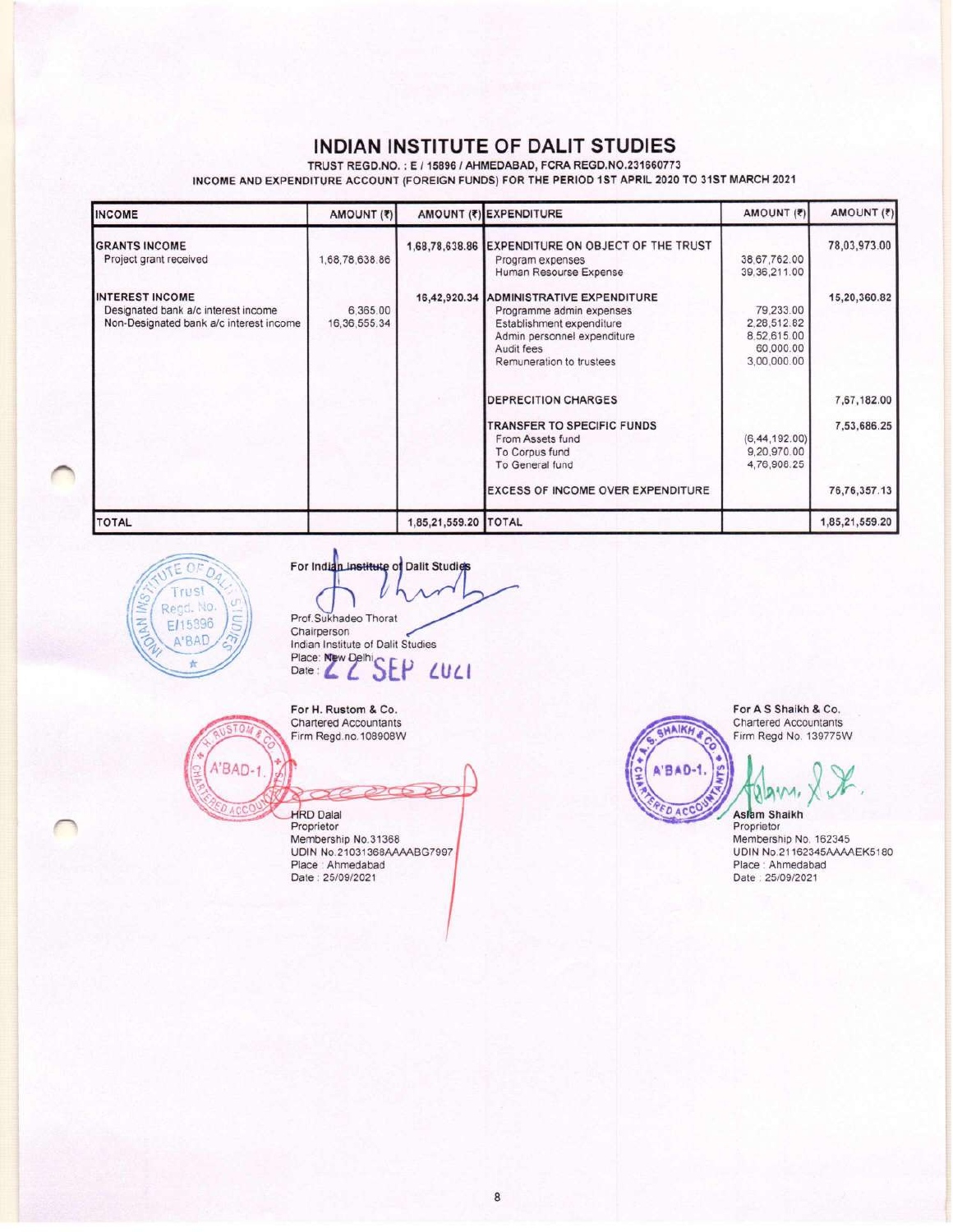# INDIAN INSTITUTE OF DALIT STUDIES

TRUST REGD.NO. : E / 15896 / AHMEDABAD, FCRA REGD.NO.231660773

INCOME AND EXPENDITURE ACCOUNT (FOREIGN FUNDS) FOR THE PERIOD 1ST APRIL 2020 TO 31ST MARCH 2021

| INCOME | AMOUNT (₹) | AMOUNT (₹) | EXPENDITURE | AMOUNT (₹) | AMOUNT (₹) |
|---|---|---|---|---|---|
| **GRANTS INCOME** | | 1,68,78,638.86 | **EXPENDITURE ON OBJECT OF THE TRUST** | | 78,03,973.00 |
| Project grant received | 1,68,78,638.86 | | Program expenses | 38,67,762.00 | |
| | | | Human Resourse Expense | 39,36,211.00 | |
| **INTEREST INCOME** | | 16,42,920.34 | **ADMINISTRATIVE EXPENDITURE** | | 15,20,360.82 |
| Designated bank a/c interest income | 6,365.00 | | Programme admin expenses | 79,233.00 | |
| Non-Designated bank a/c interest income | 16,36,555.34 | | Establishment expenditure | 2,28,512.82 | |
| | | | Admin personnel expenditure | 8,52,615.00 | |
| | | | Audit fees | 60,000.00 | |
| | | | Remuneration to trustees | 3,00,000.00 | |
| | | | **DEPRECITION CHARGES** | | 7,67,182.00 |
| | | | **TRANSFER TO SPECIFIC FUNDS** | | 7,53,686.25 |
| | | | From Assets fund | (6,44,192.00) | |
| | | | To Corpus fund | 9,20,970.00 | |
| | | | To General fund | 4,76,908.25 | |
| | | | **EXCESS OF INCOME OVER EXPENDITURE** | | 76,76,357.13 |
| **TOTAL** | | 1,85,21,559.20 | **TOTAL** | | 1,85,21,559.20 |

For Indian Institute of Dalit Studies

Prof.Sukhadeo Thorat
Chairperson
Indian Institute of Dalit Studies
Place: New Delhi
Date : 22 SEP 2021

For H. Rustom & Co.
Chartered Accountants
Firm Regd.no.108908W

HRD Dalal
Proprietor
Membership No.31368
UDIN No.21031368AAAABG7997
Place : Ahmedabad
Date : 25/09/2021

For A S Shaikh & Co.
Chartered Accountants
Firm Regd No. 139775W

Aslam Shaikh
Proprietor
Membership No. 162345
UDIN No.21162345AAAAEK5180
Place : Ahmedabad
Date : 25/09/2021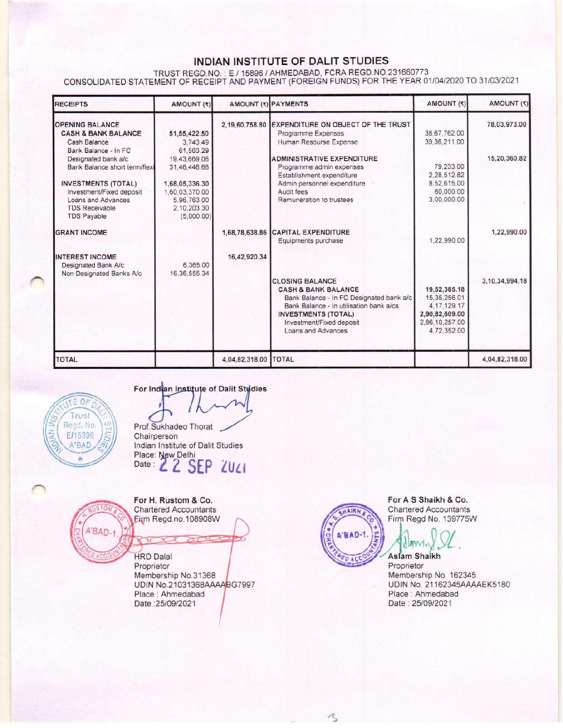# INDIAN INSTITUTE OF DALIT STUDIES

TRUST REGD.NO. : E / 15896 / AHMEDABAD, FCRA REGD.NO.231660773

CONSOLIDATED STATEMENT OF RECEIPT AND PAYMENT (FOREIGN FUNDS) FOR THE YEAR 01/04/2020 TO 31/03/2021

| RECEIPTS | AMOUNT (₹) | AMOUNT (₹) | PAYMENTS | AMOUNT (₹) | AMOUNT (₹) |
|---|---|---|---|---|---|
| **OPENING BALANCE** | | 2,19,60,758.80 | **EXPENDITURE ON OBJECT OF THE TRUST** | | 78,03,973.00 |
| **CASH & BANK BALANCE** | **51,55,422.50** | | Programme Expenses | 38,67,762.00 | |
| Cash Balance | 3,743.49 | | Human Resourse Expense | 39,36,211.00 | |
| Bank Balance - In FC | 61,563.29 | | | | |
| Designated bank a/c | 19,43,669.06 | | **ADMINISTRATIVE EXPENDITURE** | | 15,20,360.82 |
| Bank Balance short term/flexi | 31,46,446.66 | | Programme admin expenses | 79,233.00 | |
| | | | Establishment expenditure | 2,28,512.82 | |
| **INVESTMENTS (TOTAL)** | 1,68,05,336.30 | | Admin personnel expenditure | 8,52,615.00 | |
| Investment/Fixed deposit | 1,60,03,370.00 | | Audit fees | 60,000.00 | |
| Loans and Advances | 5,96,763.00 | | Remuneration to trustees | 3,00,000.00 | |
| TDS Receivable | 2,10,203.30 | | | | |
| TDS Payable | (5,000.00) | | | | |
| **GRANT INCOME** | | 1,68,78,638.86 | **CAPITAL EXPENDITURE** | | 1,22,990.00 |
| | | | Equipments purchase | 1,22,990.00 | |
| **INTEREST INCOME** | | 16,42,920.34 | | | |
| Designated Bank A/c | 6,365.00 | | | | |
| Non Designated Banks A/c | 16,36,555.34 | | | | |
| | | | **CLOSING BALANCE** | | 3,10,34,994.18 |
| | | | **CASH & BANK BALANCE** | **19,52,385.18** | |
| | | | Bank Balance - In FC Designated bank a/c | 15,35,256.01 | |
| | | | Bank Balance - In utilisation bank a/cs | 4,17,129.17 | |
| | | | **INVESTMENTS (TOTAL)** | **2,90,82,609.00** | |
| | | | Investment/Fixed deposit | 2,86,10,257.00 | |
| | | | Loans and Advances | 4,72,352.00 | |
| **TOTAL** | | 4,04,82,318.00 | **TOTAL** | | 4,04,82,318.00 |

For Indian Institute of Dalit Studies

Prof.Sukhadeo Thorat
Chairperson
Indian Institute of Dalit Studies
Place: New Delhi
Date: 22 SEP 2021

For H. Rustom & Co.
Chartered Accountants
Firm Regd.no.108908W

HRD Dalal
Proprietor
Membership No.31368
UDIN No.21031368AAAABG7997
Place : Ahmedabad
Date :25/09/2021

For A S Shaikh & Co.
Chartered Accountants
Firm Regd No. 139775W

Aslam Shaikh
Proprietor
Membership No. 162345
UDIN No. 21162345AAAAEK5180
Place : Ahmedabad
Date : 25/09/2021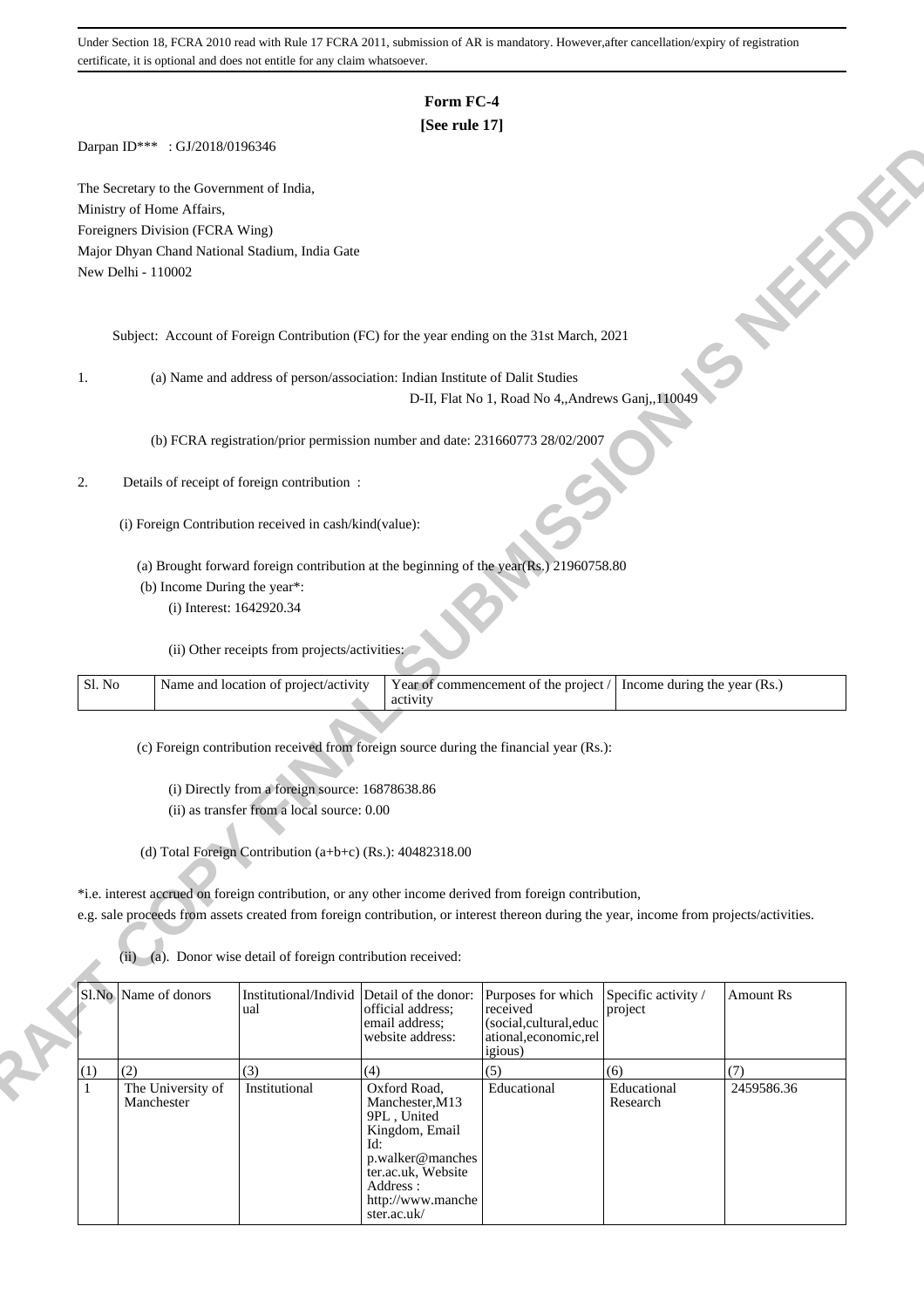Under Section 18, FCRA 2010 read with Rule 17 FCRA 2011, submission of AR is mandatory. However,after cancellation/expiry of registration certificate, it is optional and does not entitle for any claim whatsoever.

# Form FC-4

**[See rule 17]**

Darpan ID*** : GJ/2018/0196346

The Secretary to the Government of India,
Ministry of Home Affairs,
Foreigners Division (FCRA Wing)
Major Dhyan Chand National Stadium, India Gate
New Delhi - 110002

Subject: Account of Foreign Contribution (FC) for the year ending on the 31st March, 2021

1. (a) Name and address of person/association: Indian Institute of Dalit Studies
D-II, Flat No 1, Road No 4,,Andrews Ganj,,110049

(b) FCRA registration/prior permission number and date: 231660773 28/02/2007

2. Details of receipt of foreign contribution :

(i) Foreign Contribution received in cash/kind(value):

(a) Brought forward foreign contribution at the beginning of the year(Rs.) 21960758.80

(b) Income During the year*:

(i) Interest: 1642920.34

(ii) Other receipts from projects/activities:

| Sl. No | Name and location of project/activity | Year of commencement of the project / activity | Income during the year (Rs.) |
|---|---|---|---|

(c) Foreign contribution received from foreign source during the financial year (Rs.):

(i) Directly from a foreign source: 16878638.86

(ii) as transfer from a local source: 0.00

(d) Total Foreign Contribution (a+b+c) (Rs.): 40482318.00

*i.e. interest accrued on foreign contribution, or any other income derived from foreign contribution, e.g. sale proceeds from assets created from foreign contribution, or interest thereon during the year, income from projects/activities.

(ii) (a). Donor wise detail of foreign contribution received:

| Sl.No | Name of donors | Institutional/Individual | Detail of the donor: official address; email address; website address: | Purposes for which received (social,cultural,educational,economic,religious) | Specific activity / project | Amount Rs |
|---|---|---|---|---|---|---|
| (1) | (2) | (3) | (4) | (5) | (6) | (7) |
| 1 | The University of Manchester | Institutional | Oxford Road, Manchester,M13 9PL , United Kingdom, Email Id: p.walker@manchester.ac.uk, Website Address : http://www.manchester.ac.uk/ | Educational | Educational Research | 2459586.36 |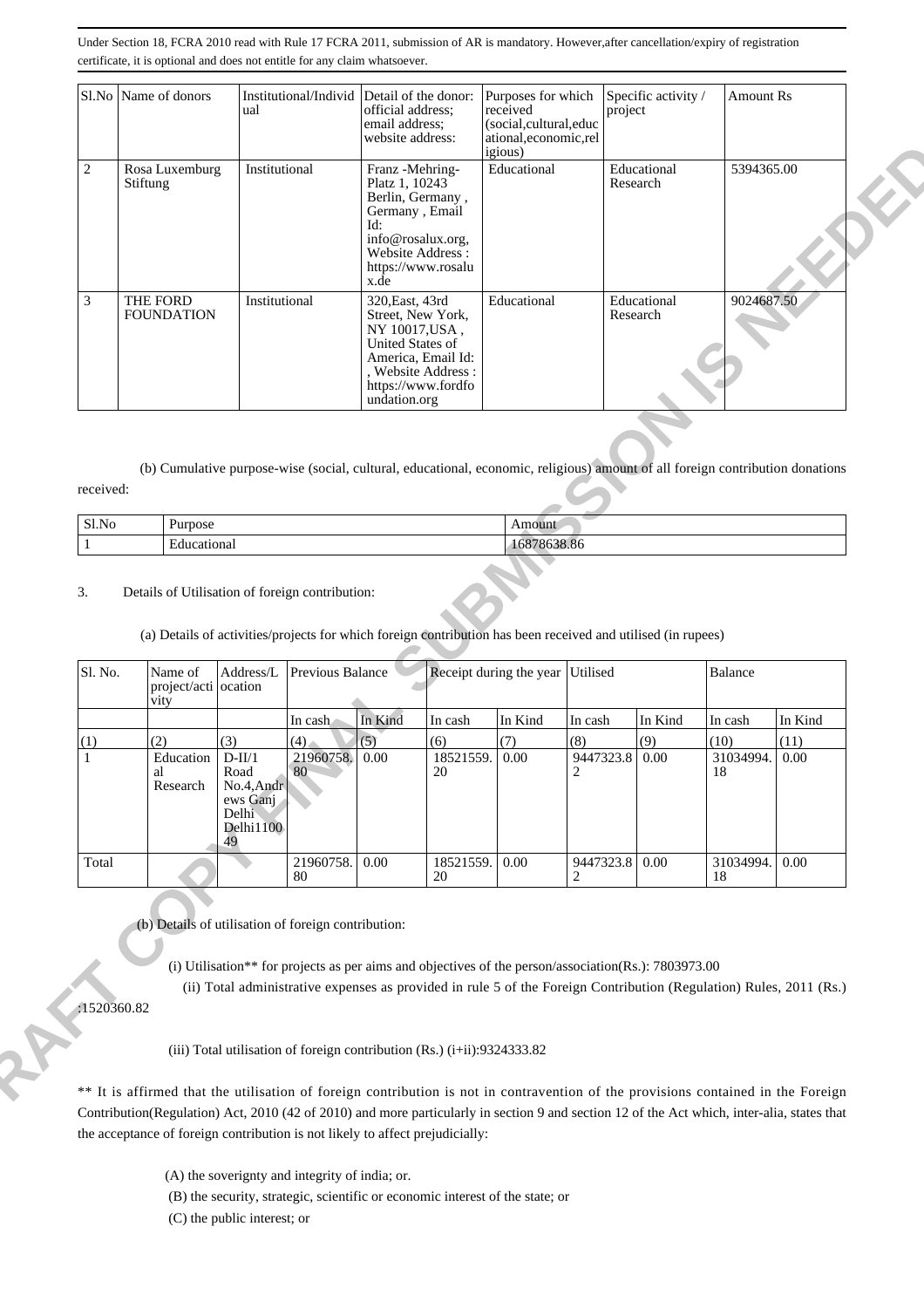Under Section 18, FCRA 2010 read with Rule 17 FCRA 2011, submission of AR is mandatory. However,after cancellation/expiry of registration certificate, it is optional and does not entitle for any claim whatsoever.

| Sl.No | Name of donors | Institutional/Individual | Detail of the donor: official address; email address; website address: | Purposes for which received (social,cultural,educational,economic,religious) | Specific activity / project | Amount Rs |
|---|---|---|---|---|---|---|
| 2 | Rosa Luxemburg Stiftung | Institutional | Franz -Mehring-Platz 1, 10243 Berlin, Germany , Germany , Email Id: info@rosalux.org, Website Address : https://www.rosalux.de | Educational | Educational Research | 5394365.00 |
| 3 | THE FORD FOUNDATION | Institutional | 320,East, 43rd Street, New York, NY 10017,USA , United States of America, Email Id: , Website Address : https://www.fordfoundation.org | Educational | Educational Research | 9024687.50 |

(b) Cumulative purpose-wise (social, cultural, educational, economic, religious) amount of all foreign contribution donations received:

| Sl.No | Purpose | Amount |
|---|---|---|
| 1 | Educational | 16878638.86 |

3. Details of Utilisation of foreign contribution:

(a) Details of activities/projects for which foreign contribution has been received and utilised (in rupees)

| Sl. No. | Name of project/activity | Address/Location | Previous Balance | | Receipt during the year | | Utilised | | Balance | |
|---|---|---|---|---|---|---|---|---|---|---|
| | | | In cash | In Kind | In cash | In Kind | In cash | In Kind | In cash | In Kind |
| (1) | (2) | (3) | (4) | (5) | (6) | (7) | (8) | (9) | (10) | (11) |
| 1 | Educational Research | D-II/1 Road No.4,Andrews Ganj Delhi Delhi110049 | 21960758.80 | 0.00 | 18521559.20 | 0.00 | 9447323.82 | 0.00 | 31034994.18 | 0.00 |
| Total | | | 21960758.80 | 0.00 | 18521559.20 | 0.00 | 9447323.82 | 0.00 | 31034994.18 | 0.00 |

(b) Details of utilisation of foreign contribution:

(i) Utilisation** for projects as per aims and objectives of the person/association(Rs.): 7803973.00

(ii) Total administrative expenses as provided in rule 5 of the Foreign Contribution (Regulation) Rules, 2011 (Rs.) :1520360.82

(iii) Total utilisation of foreign contribution (Rs.) (i+ii):9324333.82

** It is affirmed that the utilisation of foreign contribution is not in contravention of the provisions contained in the Foreign Contribution(Regulation) Act, 2010 (42 of 2010) and more particularly in section 9 and section 12 of the Act which, inter-alia, states that the acceptance of foreign contribution is not likely to affect prejudicially:

(A) the soverignty and integrity of india; or.

(B) the security, strategic, scientific or economic interest of the state; or

(C) the public interest; or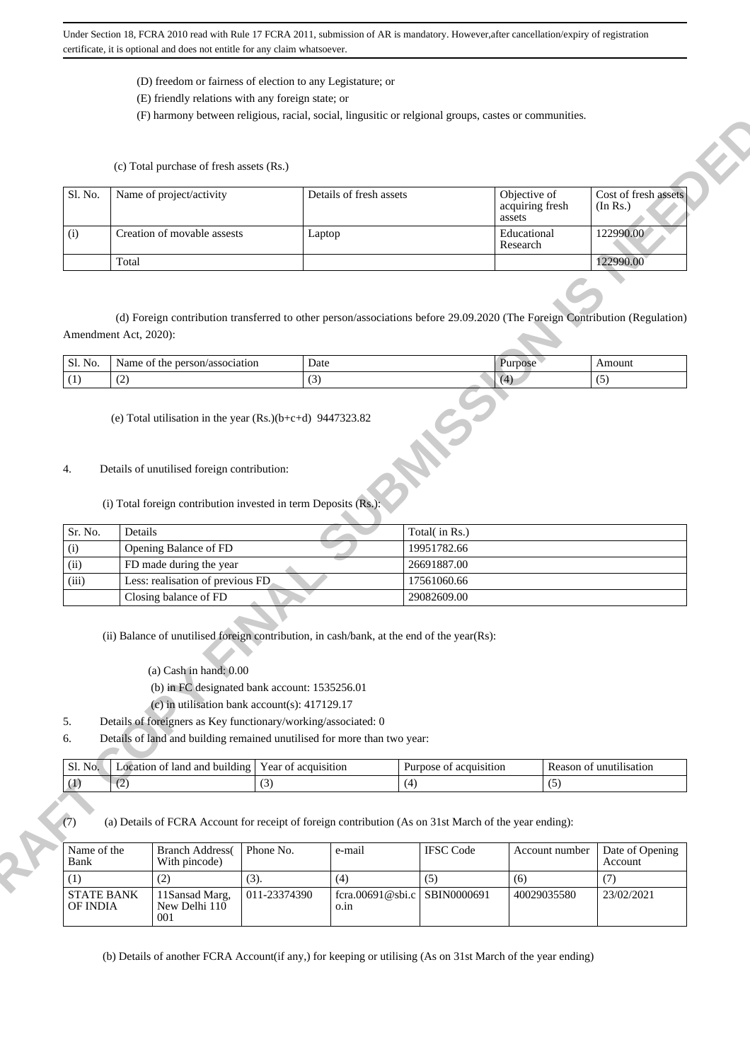(D) freedom or fairness of election to any Legistature; or

(E) friendly relations with any foreign state; or

(F) harmony between religious, racial, social, lingusitic or relgional groups, castes or communities.

(c) Total purchase of fresh assets (Rs.)

| Sl. No. | Name of project/activity | Details of fresh assets | Objective of acquiring fresh assets | Cost of fresh assets (In Rs.) |
|---|---|---|---|---|
| (i) | Creation of movable assests | Laptop | Educational Research | 122990.00 |
| | Total | | | 122990.00 |

(d) Foreign contribution transferred to other person/associations before 29.09.2020 (The Foreign Contribution (Regulation) Amendment Act, 2020):

| Sl. No. | Name of the person/association | Date | Purpose | Amount |
|---|---|---|---|---|
| (1) | (2) | (3) | (4) | (5) |

(e) Total utilisation in the year (Rs.)(b+c+d) 9447323.82

4. Details of unutilised foreign contribution:

(i) Total foreign contribution invested in term Deposits (Rs.):

| Sr. No. | Details | Total( in Rs.) |
|---|---|---|
| (i) | Opening Balance of FD | 19951782.66 |
| (ii) | FD made during the year | 26691887.00 |
| (iii) | Less: realisation of previous FD | 17561060.66 |
| | Closing balance of FD | 29082609.00 |

(ii) Balance of unutilised foreign contribution, in cash/bank, at the end of the year(Rs):

(a) Cash in hand: 0.00

(b) in FC designated bank account: 1535256.01

(c) in utilisation bank account(s): 417129.17

5. Details of foreigners as Key functionary/working/associated: 0

6. Details of land and building remained unutilised for more than two year:

| Sl. No. | Location of land and building | Year of acquisition | Purpose of acquisition | Reason of unutilisation |
|---|---|---|---|---|
| (1) | (2) | (3) | (4) | (5) |

(7) (a) Details of FCRA Account for receipt of foreign contribution (As on 31st March of the year ending):

| Name of the Bank | Branch Address( With pincode) | Phone No. | e-mail | IFSC Code | Account number | Date of Opening Account |
|---|---|---|---|---|---|---|
| (1) | (2) | (3). | (4) | (5) | (6) | (7) |
| STATE BANK OF INDIA | 11Sansad Marg, New Delhi 110 001 | 011-23374390 | fcra.00691@sbi.co.in | SBIN0000691 | 40029035580 | 23/02/2021 |

(b) Details of another FCRA Account(if any,) for keeping or utilising (As on 31st March of the year ending)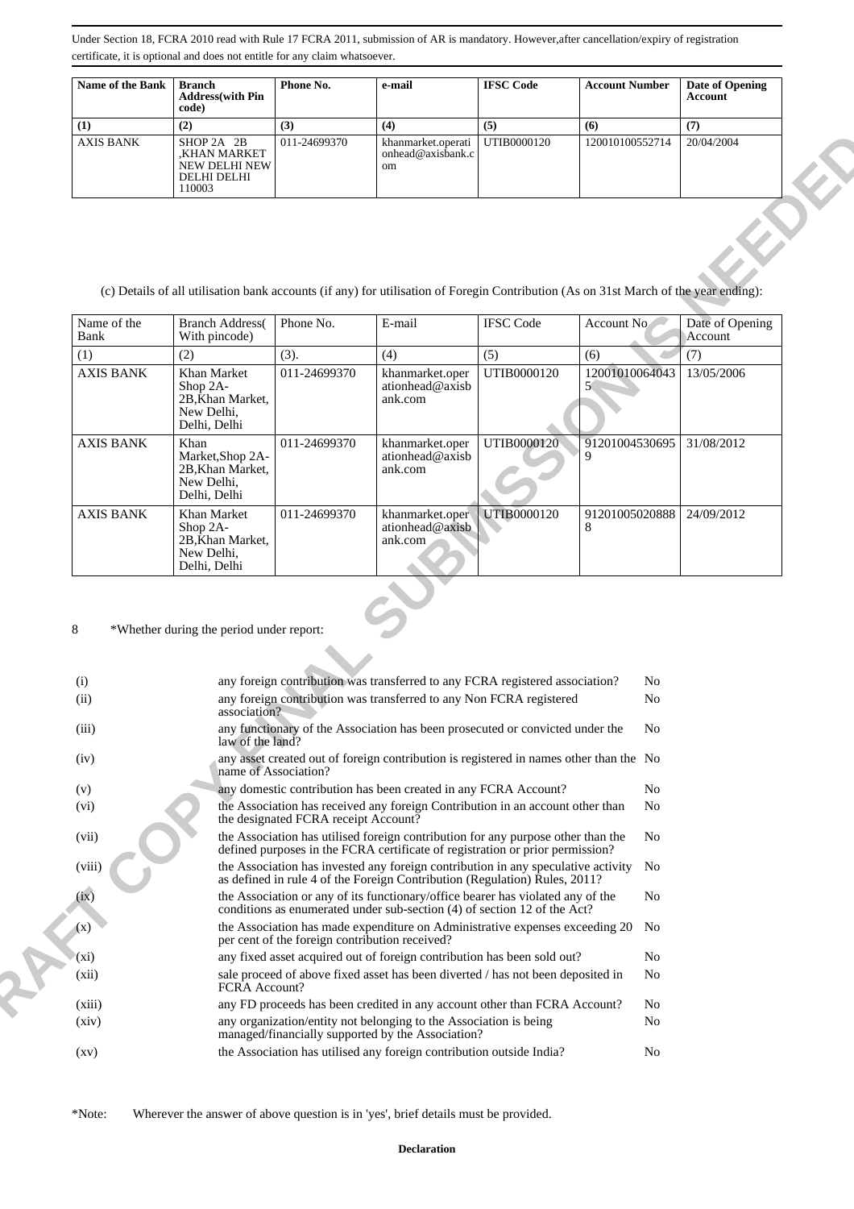Under Section 18, FCRA 2010 read with Rule 17 FCRA 2011, submission of AR is mandatory. However,after cancellation/expiry of registration certificate, it is optional and does not entitle for any claim whatsoever.

| Name of the Bank | Branch Address(with Pin code) | Phone No. | e-mail | IFSC Code | Account Number | Date of Opening Account |
|---|---|---|---|---|---|---|
| (1) | (2) | (3) | (4) | (5) | (6) | (7) |
| AXIS BANK | SHOP 2A 2B ,KHAN MARKET NEW DELHI NEW DELHI DELHI 110003 | 011-24699370 | khanmarket.operationhead@axisbank.com | UTIB0000120 | 120010100552714 | 20/04/2004 |

(c) Details of all utilisation bank accounts (if any) for utilisation of Foregin Contribution (As on 31st March of the year ending):

| Name of the Bank | Branch Address( With pincode) | Phone No. | E-mail | IFSC Code | Account No | Date of Opening Account |
|---|---|---|---|---|---|---|
| (1) | (2) | (3). | (4) | (5) | (6) | (7) |
| AXIS BANK | Khan Market Shop 2A-2B,Khan Market, New Delhi, Delhi, Delhi | 011-24699370 | khanmarket.operationhead@axisbank.com | UTIB0000120 | 120010100640435 | 13/05/2006 |
| AXIS BANK | Khan Market,Shop 2A-2B,Khan Market, New Delhi, Delhi, Delhi | 011-24699370 | khanmarket.operationhead@axisbank.com | UTIB0000120 | 912010045306959 | 31/08/2012 |
| AXIS BANK | Khan Market Shop 2A-2B,Khan Market, New Delhi, Delhi, Delhi | 011-24699370 | khanmarket.operationhead@axisbank.com | UTIB0000120 | 912010050208888 | 24/09/2012 |

8 *Whether during the period under report:

| | | |
|---|---|---|
| (i) | any foreign contribution was transferred to any FCRA registered association? | No |
| (ii) | any foreign contribution was transferred to any Non FCRA registered association? | No |
| (iii) | any functionary of the Association has been prosecuted or convicted under the law of the land? | No |
| (iv) | any asset created out of foreign contribution is registered in names other than the name of Association? | No |
| (v) | any domestic contribution has been created in any FCRA Account? | No |
| (vi) | the Association has received any foreign Contribution in an account other than the designated FCRA receipt Account? | No |
| (vii) | the Association has utilised foreign contribution for any purpose other than the defined purposes in the FCRA certificate of registration or prior permission? | No |
| (viii) | the Association has invested any foreign contribution in any speculative activity as defined in rule 4 of the Foreign Contribution (Regulation) Rules, 2011? | No |
| (ix) | the Association or any of its functionary/office bearer has violated any of the conditions as enumerated under sub-section (4) of section 12 of the Act? | No |
| (x) | the Association has made expenditure on Administrative expenses exceeding 20 per cent of the foreign contribution received? | No |
| (xi) | any fixed asset acquired out of foreign contribution has been sold out? | No |
| (xii) | sale proceed of above fixed asset has been diverted / has not been deposited in FCRA Account? | No |
| (xiii) | any FD proceeds has been credited in any account other than FCRA Account? | No |
| (xiv) | any organization/entity not belonging to the Association is being managed/financially supported by the Association? | No |
| (xv) | the Association has utilised any foreign contribution outside India? | No |

*Note: Wherever the answer of above question is in 'yes', brief details must be provided.

**Declaration**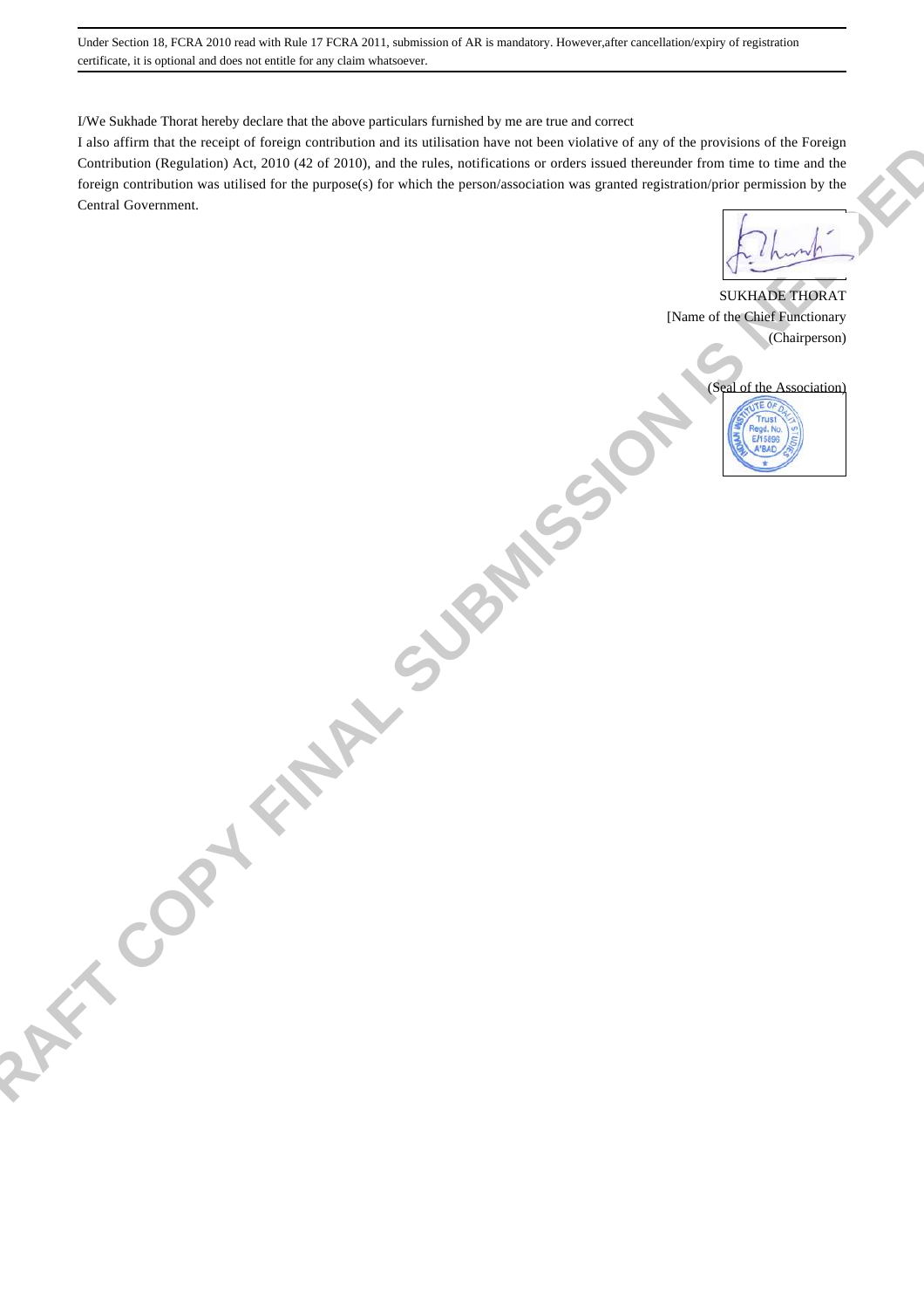Under Section 18, FCRA 2010 read with Rule 17 FCRA 2011, submission of AR is mandatory. However,after cancellation/expiry of registration certificate, it is optional and does not entitle for any claim whatsoever.

I/We Sukhade Thorat hereby declare that the above particulars furnished by me are true and correct

I also affirm that the receipt of foreign contribution and its utilisation have not been violative of any of the provisions of the Foreign Contribution (Regulation) Act, 2010 (42 of 2010), and the rules, notifications or orders issued thereunder from time to time and the foreign contribution was utilised for the purpose(s) for which the person/association was granted registration/prior permission by the Central Government.

SUKHADE THORAT
[Name of the Chief Functionary
(Chairperson)

(Seal of the Association)